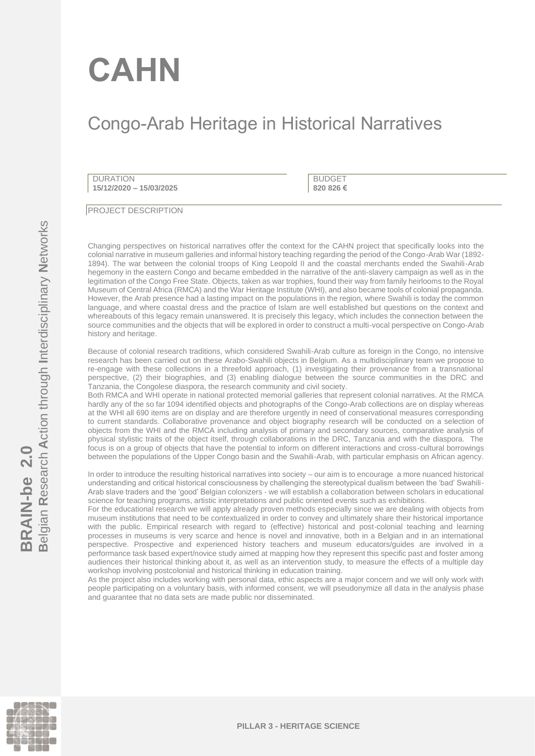# CAHN

## Congo-Arab Heritage in Historical Narratives

DURATION
**15/12/2020 – 15/03/2025**

BUDGET
**820 826 €**

PROJECT DESCRIPTION

Changing perspectives on historical narratives offer the context for the CAHN project that specifically looks into the colonial narrative in museum galleries and informal history teaching regarding the period of the Congo-Arab War (1892-1894). The war between the colonial troops of King Leopold II and the coastal merchants ended the Swahili-Arab hegemony in the eastern Congo and became embedded in the narrative of the anti-slavery campaign as well as in the legitimation of the Congo Free State. Objects, taken as war trophies, found their way from family heirlooms to the Royal Museum of Central Africa (RMCA) and the War Heritage Institute (WHI), and also became tools of colonial propaganda. However, the Arab presence had a lasting impact on the populations in the region, where Swahili is today the common language, and where coastal dress and the practice of Islam are well established but questions on the context and whereabouts of this legacy remain unanswered. It is precisely this legacy, which includes the connection between the source communities and the objects that will be explored in order to construct a multi-vocal perspective on Congo-Arab history and heritage.

Because of colonial research traditions, which considered Swahili-Arab culture as foreign in the Congo, no intensive research has been carried out on these Arabo-Swahili objects in Belgium. As a multidisciplinary team we propose to re-engage with these collections in a threefold approach, (1) investigating their provenance from a transnational perspective, (2) their biographies, and (3) enabling dialogue between the source communities in the DRC and Tanzania, the Congolese diaspora, the research community and civil society.
Both RMCA and WHI operate in national protected memorial galleries that represent colonial narratives. At the RMCA hardly any of the so far 1094 identified objects and photographs of the Congo-Arab collections are on display whereas at the WHI all 690 items are on display and are therefore urgently in need of conservational measures corresponding to current standards. Collaborative provenance and object biography research will be conducted on a selection of objects from the WHI and the RMCA including analysis of primary and secondary sources, comparative analysis of physical stylistic traits of the object itself, through collaborations in the DRC, Tanzania and with the diaspora. The focus is on a group of objects that have the potential to inform on different interactions and cross-cultural borrowings between the populations of the Upper Congo basin and the Swahili-Arab, with particular emphasis on African agency.

In order to introduce the resulting historical narratives into society – our aim is to encourage a more nuanced historical understanding and critical historical consciousness by challenging the stereotypical dualism between the 'bad' Swahili-Arab slave traders and the 'good' Belgian colonizers - we will establish a collaboration between scholars in educational science for teaching programs, artistic interpretations and public oriented events such as exhibitions.
For the educational research we will apply already proven methods especially since we are dealing with objects from museum institutions that need to be contextualized in order to convey and ultimately share their historical importance with the public. Empirical research with regard to (effective) historical and post-colonial teaching and learning processes in museums is very scarce and hence is novel and innovative, both in a Belgian and in an international perspective. Prospective and experienced history teachers and museum educators/guides are involved in a performance task based expert/novice study aimed at mapping how they represent this specific past and foster among audiences their historical thinking about it, as well as an intervention study, to measure the effects of a multiple day workshop involving postcolonial and historical thinking in education training.
As the project also includes working with personal data, ethic aspects are a major concern and we will only work with people participating on a voluntary basis, with informed consent, we will pseudonymize all data in the analysis phase and guarantee that no data sets are made public nor disseminated.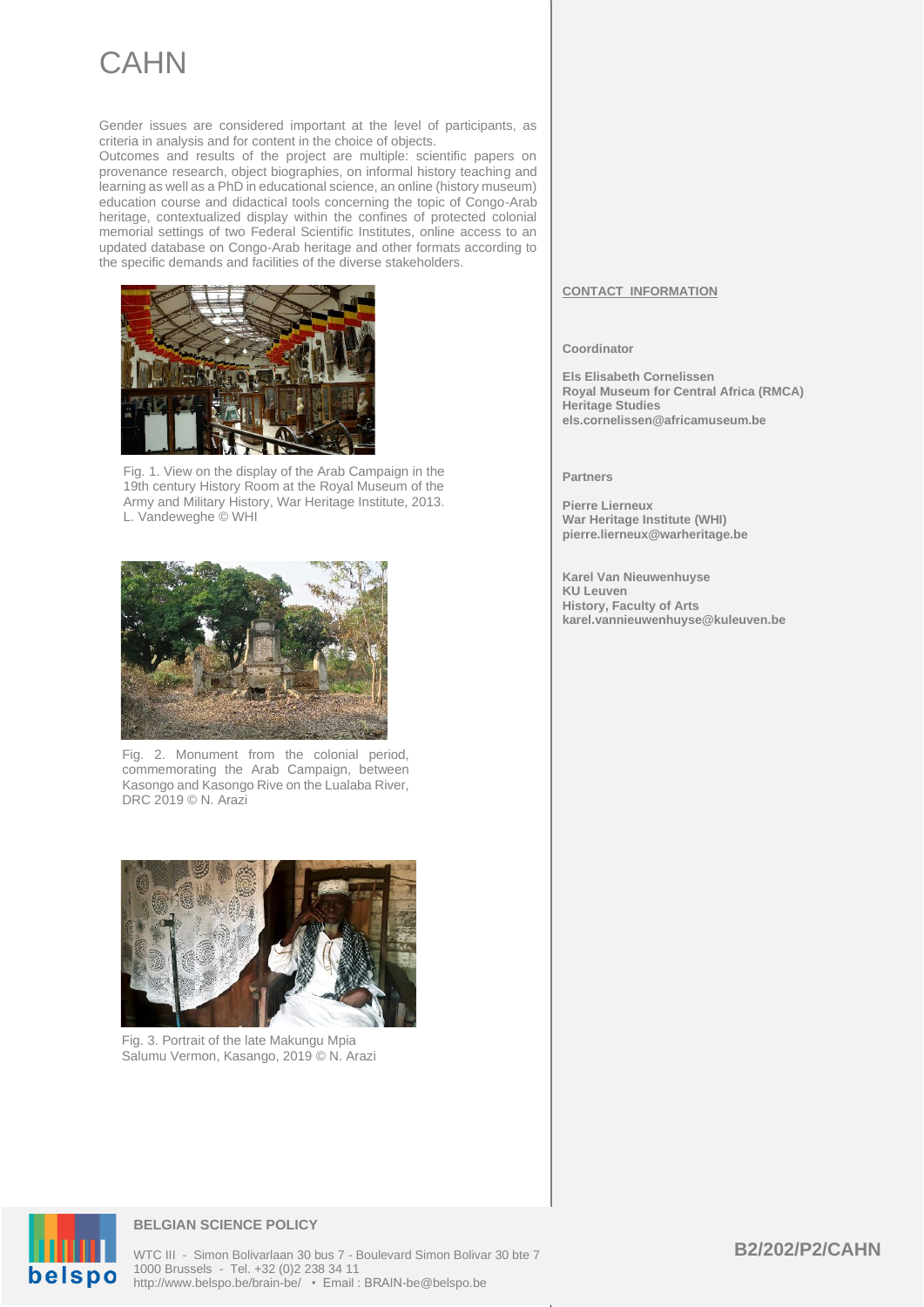# CAHN

Gender issues are considered important at the level of participants, as criteria in analysis and for content in the choice of objects.
Outcomes and results of the project are multiple: scientific papers on provenance research, object biographies, on informal history teaching and learning as well as a PhD in educational science, an online (history museum) education course and didactical tools concerning the topic of Congo-Arab heritage, contextualized display within the confines of protected colonial memorial settings of two Federal Scientific Institutes, online access to an updated database on Congo-Arab heritage and other formats according to the specific demands and facilities of the diverse stakeholders.

Fig. 1. View on the display of the Arab Campaign in the 19th century History Room at the Royal Museum of the Army and Military History, War Heritage Institute, 2013. L. Vandeweghe © WHI

Fig. 2. Monument from the colonial period, commemorating the Arab Campaign, between Kasongo and Kasongo Rive on the Lualaba River, DRC 2019 © N. Arazi

Fig. 3. Portrait of the late Makungu Mpia Salumu Vermon, Kasango, 2019 © N. Arazi

## CONTACT INFORMATION

**Coordinator**

**Els Elisabeth Cornelissen**
**Royal Museum for Central Africa (RMCA)**
**Heritage Studies**
**els.cornelissen@africamuseum.be**

**Partners**

**Pierre Lierneux**
**War Heritage Institute (WHI)**
**pierre.lierneux@warheritage.be**

**Karel Van Nieuwenhuyse**
**KU Leuven**
**History, Faculty of Arts**
**karel.vannieuwenhuyse@kuleuven.be**

**BELGIAN SCIENCE POLICY**

WTC III - Simon Bolivarlaan 30 bus 7 - Boulevard Simon Bolivar 30 bte 7
1000 Brussels - Tel. +32 (0)2 238 34 11
http://www.belspo.be/brain-be/ • Email : BRAIN-be@belspo.be

**B2/202/P2/CAHN**